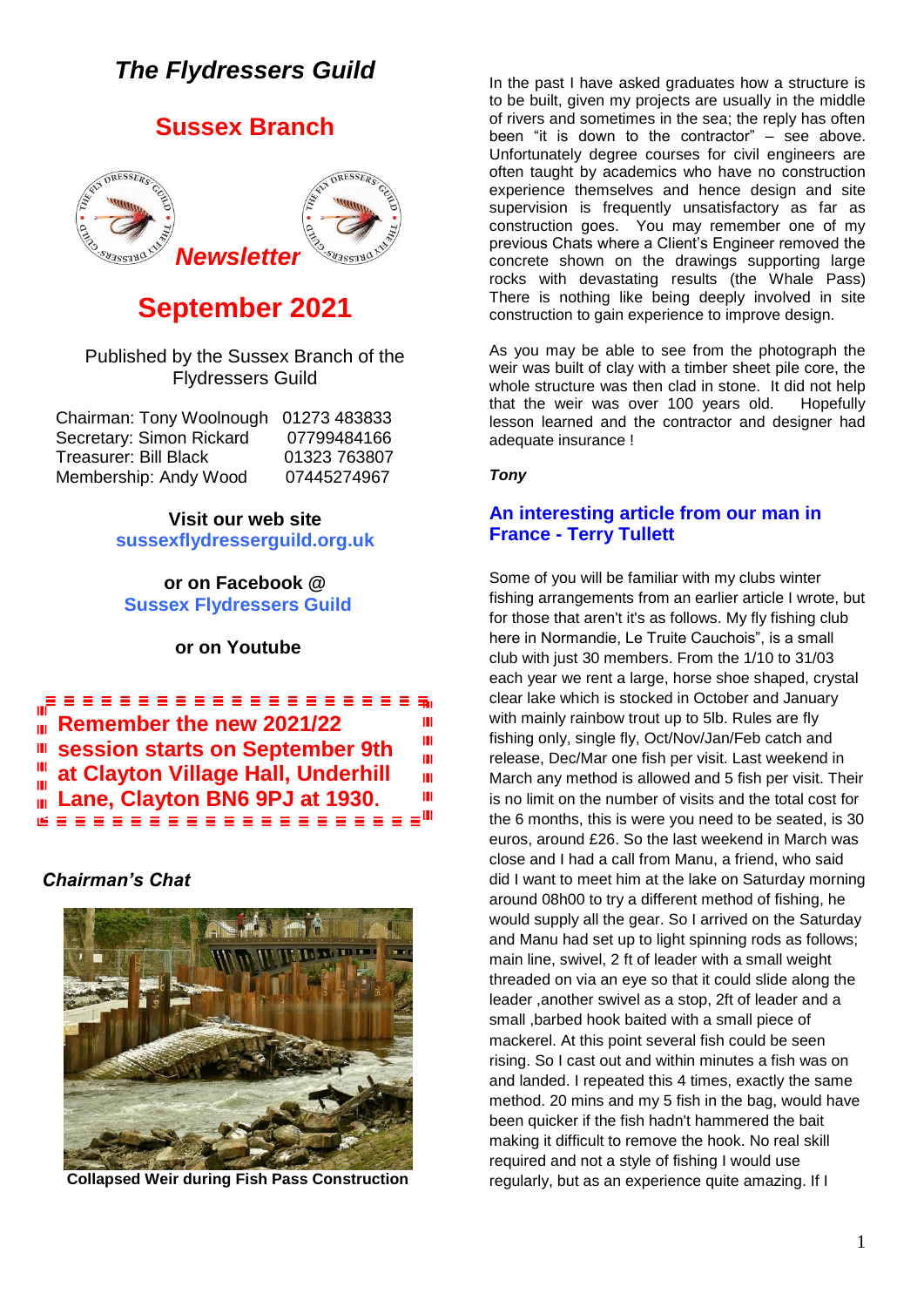# The Flydressers Guild

## Sussex Branch

## Newsletter

## September 2021

Published by the Sussex Branch of the Flydressers Guild

| | |
|---|---|
| Chairman: Tony Woolnough | 01273 483833 |
| Secretary: Simon Rickard | 07799484166 |
| Treasurer: Bill Black | 01323 763807 |
| Membership: Andy Wood | 07445274967 |

**Visit our web site**
**sussexflydresserguild.org.uk**

**or on Facebook @**
**Sussex Flydressers Guild**

**or on Youtube**

**Remember the new 2021/22 session starts on September 9th at Clayton Village Hall, Underhill Lane, Clayton BN6 9PJ at 1930.**

### *Chairman's Chat*

**Collapsed Weir during Fish Pass Construction**

In the past I have asked graduates how a structure is to be built, given my projects are usually in the middle of rivers and sometimes in the sea; the reply has often been "it is down to the contractor" – see above. Unfortunately degree courses for civil engineers are often taught by academics who have no construction experience themselves and hence design and site supervision is frequently unsatisfactory as far as construction goes. You may remember one of my previous Chats where a Client's Engineer removed the concrete shown on the drawings supporting large rocks with devastating results (the Whale Pass) There is nothing like being deeply involved in site construction to gain experience to improve design.

As you may be able to see from the photograph the weir was built of clay with a timber sheet pile core, the whole structure was then clad in stone. It did not help that the weir was over 100 years old. Hopefully lesson learned and the contractor and designer had adequate insurance !

***Tony***

### An interesting article from our man in France - Terry Tullett

Some of you will be familiar with my clubs winter fishing arrangements from an earlier article I wrote, but for those that aren't it's as follows. My fly fishing club here in Normandie, Le Truite Cauchois", is a small club with just 30 members. From the 1/10 to 31/03 each year we rent a large, horse shoe shaped, crystal clear lake which is stocked in October and January with mainly rainbow trout up to 5lb. Rules are fly fishing only, single fly, Oct/Nov/Jan/Feb catch and release, Dec/Mar one fish per visit. Last weekend in March any method is allowed and 5 fish per visit. Their is no limit on the number of visits and the total cost for the 6 months, this is were you need to be seated, is 30 euros, around £26. So the last weekend in March was close and I had a call from Manu, a friend, who said did I want to meet him at the lake on Saturday morning around 08h00 to try a different method of fishing, he would supply all the gear. So I arrived on the Saturday and Manu had set up to light spinning rods as follows; main line, swivel, 2 ft of leader with a small weight threaded on via an eye so that it could slide along the leader ,another swivel as a stop, 2ft of leader and a small ,barbed hook baited with a small piece of mackerel. At this point several fish could be seen rising. So I cast out and within minutes a fish was on and landed. I repeated this 4 times, exactly the same method. 20 mins and my 5 fish in the bag, would have been quicker if the fish hadn't hammered the bait making it difficult to remove the hook. No real skill required and not a style of fishing I would use regularly, but as an experience quite amazing. If I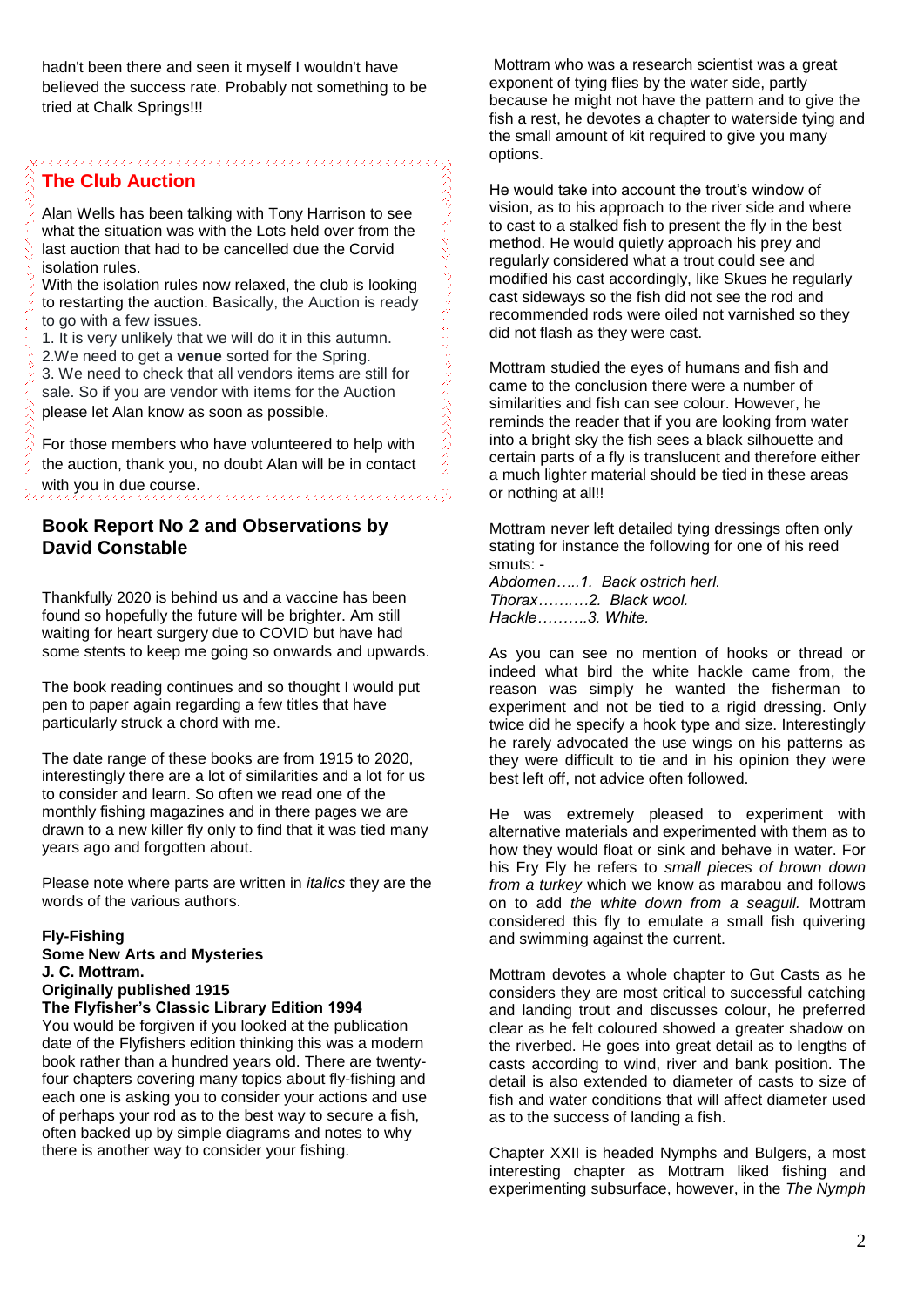hadn't been there and seen it myself I wouldn't have believed the success rate. Probably not something to be tried at Chalk Springs!!!

## The Club Auction

Alan Wells has been talking with Tony Harrison to see what the situation was with the Lots held over from the last auction that had to be cancelled due the Corvid isolation rules.

With the isolation rules now relaxed, the club is looking to restarting the auction. Basically, the Auction is ready to go with a few issues.

1. It is very unlikely that we will do it in this autumn.
2. We need to get a **venue** sorted for the Spring.
3. We need to check that all vendors items are still for sale. So if you are vendor with items for the Auction please let Alan know as soon as possible.

For those members who have volunteered to help with the auction, thank you, no doubt Alan will be in contact with you in due course.

## Book Report No 2 and Observations by David Constable

Thankfully 2020 is behind us and a vaccine has been found so hopefully the future will be brighter. Am still waiting for heart surgery due to COVID but have had some stents to keep me going so onwards and upwards.

The book reading continues and so thought I would put pen to paper again regarding a few titles that have particularly struck a chord with me.

The date range of these books are from 1915 to 2020, interestingly there are a lot of similarities and a lot for us to consider and learn. So often we read one of the monthly fishing magazines and in there pages we are drawn to a new killer fly only to find that it was tied many years ago and forgotten about.

Please note where parts are written in *italics* they are the words of the various authors.

**Fly-Fishing**
**Some New Arts and Mysteries**
**J. C. Mottram.**
**Originally published 1915**
**The Flyfisher's Classic Library Edition 1994**

You would be forgiven if you looked at the publication date of the Flyfishers edition thinking this was a modern book rather than a hundred years old. There are twenty-four chapters covering many topics about fly-fishing and each one is asking you to consider your actions and use of perhaps your rod as to the best way to secure a fish, often backed up by simple diagrams and notes to why there is another way to consider your fishing.

Mottram who was a research scientist was a great exponent of tying flies by the water side, partly because he might not have the pattern and to give the fish a rest, he devotes a chapter to waterside tying and the small amount of kit required to give you many options.

He would take into account the trout's window of vision, as to his approach to the river side and where to cast to a stalked fish to present the fly in the best method. He would quietly approach his prey and regularly considered what a trout could see and modified his cast accordingly, like Skues he regularly cast sideways so the fish did not see the rod and recommended rods were oiled not varnished so they did not flash as they were cast.

Mottram studied the eyes of humans and fish and came to the conclusion there were a number of similarities and fish can see colour. However, he reminds the reader that if you are looking from water into a bright sky the fish sees a black silhouette and certain parts of a fly is translucent and therefore either a much lighter material should be tied in these areas or nothing at all!!

Mottram never left detailed tying dressings often only stating for instance the following for one of his reed smuts: -

*Abdomen…..1. Back ostrich herl.*
*Thorax……..2. Black wool.*
*Hackle……….3. White.*

As you can see no mention of hooks or thread or indeed what bird the white hackle came from, the reason was simply he wanted the fisherman to experiment and not be tied to a rigid dressing. Only twice did he specify a hook type and size. Interestingly he rarely advocated the use wings on his patterns as they were difficult to tie and in his opinion they were best left off, not advice often followed.

He was extremely pleased to experiment with alternative materials and experimented with them as to how they would float or sink and behave in water. For his Fry Fly he refers to *small pieces of brown down from a turkey* which we know as marabou and follows on to add *the white down from a seagull.* Mottram considered this fly to emulate a small fish quivering and swimming against the current.

Mottram devotes a whole chapter to Gut Casts as he considers they are most critical to successful catching and landing trout and discusses colour, he preferred clear as he felt coloured showed a greater shadow on the riverbed. He goes into great detail as to lengths of casts according to wind, river and bank position. The detail is also extended to diameter of casts to size of fish and water conditions that will affect diameter used as to the success of landing a fish.

Chapter XXII is headed Nymphs and Bulgers, a most interesting chapter as Mottram liked fishing and experimenting subsurface, however, in the *The Nymph*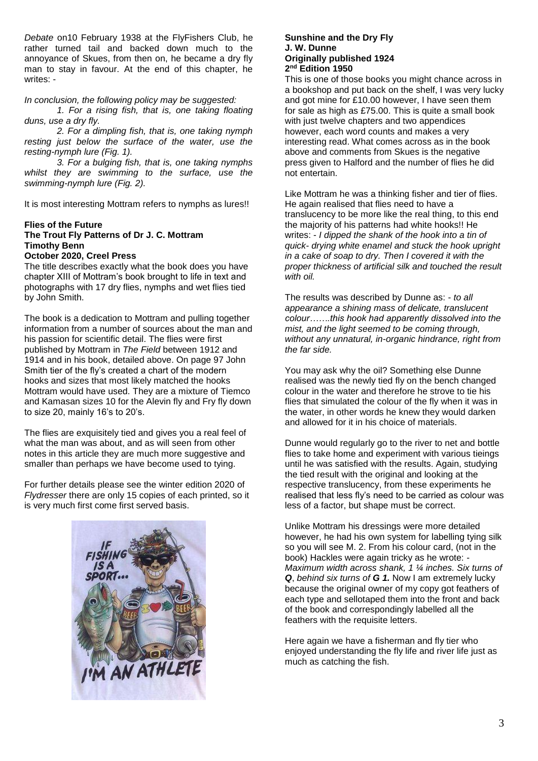*Debate* on10 February 1938 at the FlyFishers Club, he rather turned tail and backed down much to the annoyance of Skues, from then on, he became a dry fly man to stay in favour. At the end of this chapter, he writes: -

*In conclusion, the following policy may be suggested:*

*1. For a rising fish, that is, one taking floating duns, use a dry fly.*

*2. For a dimpling fish, that is, one taking nymph resting just below the surface of the water, use the resting-nymph lure (Fig. 1).*

*3. For a bulging fish, that is, one taking nymphs whilst they are swimming to the surface, use the swimming-nymph lure (Fig. 2).*

It is most interesting Mottram refers to nymphs as lures!!

**Flies of the Future**
**The Trout Fly Patterns of Dr J. C. Mottram**
**Timothy Benn**
**October 2020, Creel Press**

The title describes exactly what the book does you have chapter XIII of Mottram's book brought to life in text and photographs with 17 dry flies, nymphs and wet flies tied by John Smith.

The book is a dedication to Mottram and pulling together information from a number of sources about the man and his passion for scientific detail. The flies were first published by Mottram in *The Field* between 1912 and 1914 and in his book, detailed above. On page 97 John Smith tier of the fly's created a chart of the modern hooks and sizes that most likely matched the hooks Mottram would have used. They are a mixture of Tiemco and Kamasan sizes 10 for the Alevin fly and Fry fly down to size 20, mainly 16's to 20's.

The flies are exquisitely tied and gives you a real feel of what the man was about, and as will seen from other notes in this article they are much more suggestive and smaller than perhaps we have become used to tying.

For further details please see the winter edition 2020 of *Flydresser* there are only 15 copies of each printed, so it is very much first come first served basis.

**Sunshine and the Dry Fly**
**J. W. Dunne**
**Originally published 1924**
**2nd Edition 1950**

This is one of those books you might chance across in a bookshop and put back on the shelf, I was very lucky and got mine for £10.00 however, I have seen them for sale as high as £75.00. This is quite a small book with just twelve chapters and two appendices however, each word counts and makes a very interesting read. What comes across as in the book above and comments from Skues is the negative press given to Halford and the number of flies he did not entertain.

Like Mottram he was a thinking fisher and tier of flies. He again realised that flies need to have a translucency to be more like the real thing, to this end the majority of his patterns had white hooks!! He writes: - *I dipped the shank of the hook into a tin of quick- drying white enamel and stuck the hook upright in a cake of soap to dry. Then I covered it with the proper thickness of artificial silk and touched the result with oil.*

The results was described by Dunne as: - *to all appearance a shining mass of delicate, translucent colour…….this hook had apparently dissolved into the mist, and the light seemed to be coming through, without any unnatural, in-organic hindrance, right from the far side.*

You may ask why the oil? Something else Dunne realised was the newly tied fly on the bench changed colour in the water and therefore he strove to tie his flies that simulated the colour of the fly when it was in the water, in other words he knew they would darken and allowed for it in his choice of materials.

Dunne would regularly go to the river to net and bottle flies to take home and experiment with various tieings until he was satisfied with the results. Again, studying the tied result with the original and looking at the respective translucency, from these experiments he realised that less fly's need to be carried as colour was less of a factor, but shape must be correct.

Unlike Mottram his dressings were more detailed however, he had his own system for labelling tying silk so you will see M. 2. From his colour card, (not in the book) Hackles were again tricky as he wrote: - *Maximum width across shank, 1 ¼ inches. Six turns of* ***Q****, behind six turns of* ***G 1.*** Now I am extremely lucky because the original owner of my copy got feathers of each type and sellotaped them into the front and back of the book and correspondingly labelled all the feathers with the requisite letters.

Here again we have a fisherman and fly tier who enjoyed understanding the fly life and river life just as much as catching the fish.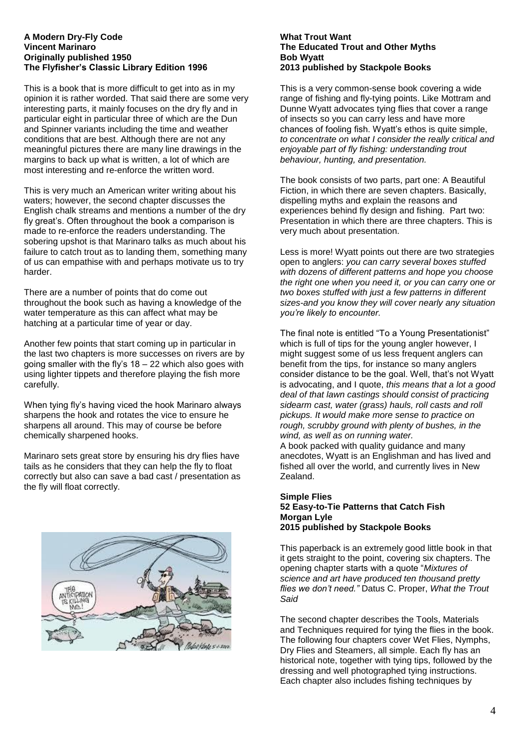**A Modern Dry-Fly Code**
**Vincent Marinaro**
**Originally published 1950**
**The Flyfisher's Classic Library Edition 1996**

This is a book that is more difficult to get into as in my opinion it is rather worded. That said there are some very interesting parts, it mainly focuses on the dry fly and in particular eight in particular three of which are the Dun and Spinner variants including the time and weather conditions that are best. Although there are not any meaningful pictures there are many line drawings in the margins to back up what is written, a lot of which are most interesting and re-enforce the written word.

This is very much an American writer writing about his waters; however, the second chapter discusses the English chalk streams and mentions a number of the dry fly great's. Often throughout the book a comparison is made to re-enforce the readers understanding. The sobering upshot is that Marinaro talks as much about his failure to catch trout as to landing them, something many of us can empathise with and perhaps motivate us to try harder.

There are a number of points that do come out throughout the book such as having a knowledge of the water temperature as this can affect what may be hatching at a particular time of year or day.

Another few points that start coming up in particular in the last two chapters is more successes on rivers are by going smaller with the fly's 18 – 22 which also goes with using lighter tippets and therefore playing the fish more carefully.

When tying fly's having viced the hook Marinaro always sharpens the hook and rotates the vice to ensure he sharpens all around. This may of course be before chemically sharpened hooks.

Marinaro sets great store by ensuring his dry flies have tails as he considers that they can help the fly to float correctly but also can save a bad cast / presentation as the fly will float correctly.

**What Trout Want**
**The Educated Trout and Other Myths**
**Bob Wyatt**
**2013 published by Stackpole Books**

This is a very common-sense book covering a wide range of fishing and fly-tying points. Like Mottram and Dunne Wyatt advocates tying flies that cover a range of insects so you can carry less and have more chances of fooling fish. Wyatt's ethos is quite simple, *to concentrate on what I consider the really critical and enjoyable part of fly fishing: understanding trout behaviour, hunting, and presentation.*

The book consists of two parts, part one: A Beautiful Fiction, in which there are seven chapters. Basically, dispelling myths and explain the reasons and experiences behind fly design and fishing. Part two: Presentation in which there are three chapters. This is very much about presentation.

Less is more! Wyatt points out there are two strategies open to anglers: *you can carry several boxes stuffed with dozens of different patterns and hope you choose the right one when you need it, or you can carry one or two boxes stuffed with just a few patterns in different sizes-and you know they will cover nearly any situation you're likely to encounter.*

The final note is entitled "To a Young Presentationist" which is full of tips for the young angler however, I might suggest some of us less frequent anglers can benefit from the tips, for instance so many anglers consider distance to be the goal. Well, that's not Wyatt is advocating, and I quote, *this means that a lot a good deal of that lawn castings should consist of practicing sidearm cast, water (grass) hauls, roll casts and roll pickups. It would make more sense to practice on rough, scrubby ground with plenty of bushes, in the wind, as well as on running water.*
A book packed with quality guidance and many anecdotes, Wyatt is an Englishman and has lived and fished all over the world, and currently lives in New Zealand.

**Simple Flies**
**52 Easy-to-Tie Patterns that Catch Fish**
**Morgan Lyle**
**2015 published by Stackpole Books**

This paperback is an extremely good little book in that it gets straight to the point, covering six chapters. The opening chapter starts with a quote "*Mixtures of science and art have produced ten thousand pretty flies we don't need.*" Datus C. Proper, *What the Trout Said*

The second chapter describes the Tools, Materials and Techniques required for tying the flies in the book. The following four chapters cover Wet Flies, Nymphs, Dry Flies and Steamers, all simple. Each fly has an historical note, together with tying tips, followed by the dressing and well photographed tying instructions. Each chapter also includes fishing techniques by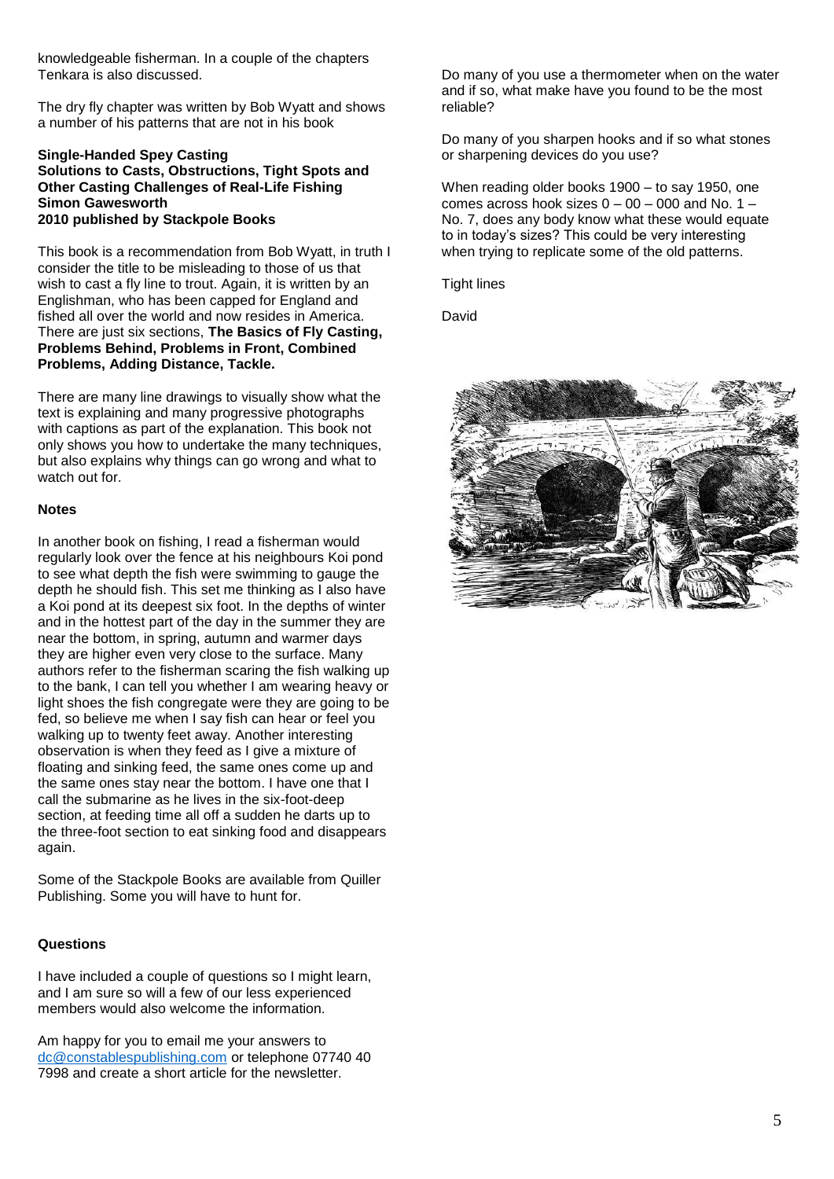knowledgeable fisherman. In a couple of the chapters Tenkara is also discussed.

The dry fly chapter was written by Bob Wyatt and shows a number of his patterns that are not in his book

**Single-Handed Spey Casting**
**Solutions to Casts, Obstructions, Tight Spots and Other Casting Challenges of Real-Life Fishing**
**Simon Gawesworth**
**2010 published by Stackpole Books**

This book is a recommendation from Bob Wyatt, in truth I consider the title to be misleading to those of us that wish to cast a fly line to trout. Again, it is written by an Englishman, who has been capped for England and fished all over the world and now resides in America. There are just six sections, **The Basics of Fly Casting, Problems Behind, Problems in Front, Combined Problems, Adding Distance, Tackle.**

There are many line drawings to visually show what the text is explaining and many progressive photographs with captions as part of the explanation. This book not only shows you how to undertake the many techniques, but also explains why things can go wrong and what to watch out for.

**Notes**

In another book on fishing, I read a fisherman would regularly look over the fence at his neighbours Koi pond to see what depth the fish were swimming to gauge the depth he should fish. This set me thinking as I also have a Koi pond at its deepest six foot. In the depths of winter and in the hottest part of the day in the summer they are near the bottom, in spring, autumn and warmer days they are higher even very close to the surface. Many authors refer to the fisherman scaring the fish walking up to the bank, I can tell you whether I am wearing heavy or light shoes the fish congregate were they are going to be fed, so believe me when I say fish can hear or feel you walking up to twenty feet away. Another interesting observation is when they feed as I give a mixture of floating and sinking feed, the same ones come up and the same ones stay near the bottom. I have one that I call the submarine as he lives in the six-foot-deep section, at feeding time all off a sudden he darts up to the three-foot section to eat sinking food and disappears again.

Some of the Stackpole Books are available from Quiller Publishing. Some you will have to hunt for.

**Questions**

I have included a couple of questions so I might learn, and I am sure so will a few of our less experienced members would also welcome the information.

Am happy for you to email me your answers to dc@constablespublishing.com or telephone 07740 40 7998 and create a short article for the newsletter.

Do many of you use a thermometer when on the water and if so, what make have you found to be the most reliable?

Do many of you sharpen hooks and if so what stones or sharpening devices do you use?

When reading older books 1900 – to say 1950, one comes across hook sizes 0 – 00 – 000 and No. 1 – No. 7, does any body know what these would equate to in today's sizes? This could be very interesting when trying to replicate some of the old patterns.

Tight lines

David